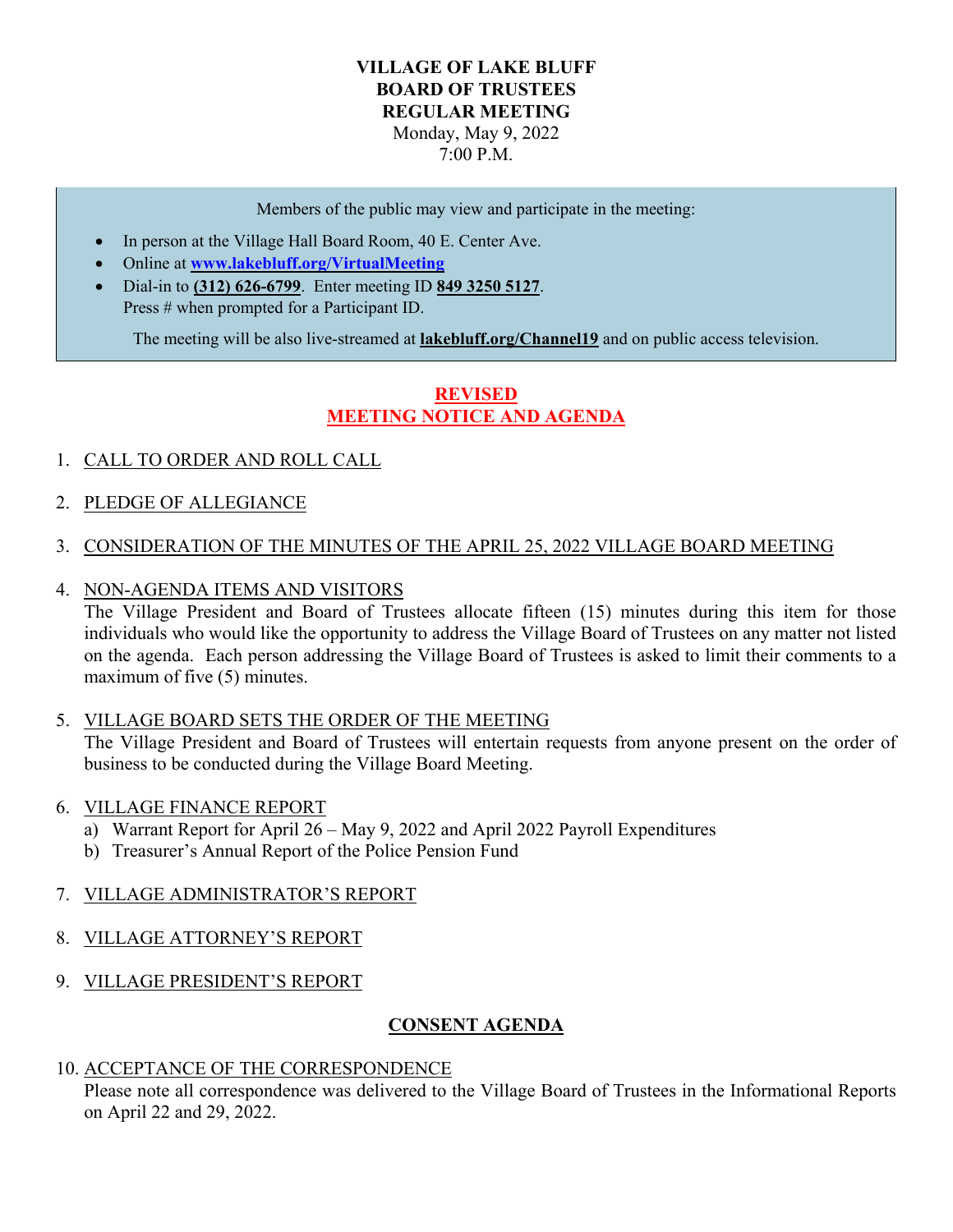# VILLAGE OF LAKE BLUFF
# BOARD OF TRUSTEES
# REGULAR MEETING

Monday, May 9, 2022
7:00 P.M.

Members of the public may view and participate in the meeting:

- In person at the Village Hall Board Room, 40 E. Center Ave.
- Online at **www.lakebluff.org/VirtualMeeting**
- Dial-in to **(312) 626-6799**. Enter meeting ID **849 3250 5127**. Press # when prompted for a Participant ID.

The meeting will be also live-streamed at **lakebluff.org/Channel19** and on public access television.

## REVISED
## MEETING NOTICE AND AGENDA

1. CALL TO ORDER AND ROLL CALL

2. PLEDGE OF ALLEGIANCE

3. CONSIDERATION OF THE MINUTES OF THE APRIL 25, 2022 VILLAGE BOARD MEETING

4. NON-AGENDA ITEMS AND VISITORS
   The Village President and Board of Trustees allocate fifteen (15) minutes during this item for those individuals who would like the opportunity to address the Village Board of Trustees on any matter not listed on the agenda. Each person addressing the Village Board of Trustees is asked to limit their comments to a maximum of five (5) minutes.

5. VILLAGE BOARD SETS THE ORDER OF THE MEETING
   The Village President and Board of Trustees will entertain requests from anyone present on the order of business to be conducted during the Village Board Meeting.

6. VILLAGE FINANCE REPORT
   a) Warrant Report for April 26 – May 9, 2022 and April 2022 Payroll Expenditures
   b) Treasurer's Annual Report of the Police Pension Fund

7. VILLAGE ADMINISTRATOR'S REPORT

8. VILLAGE ATTORNEY'S REPORT

9. VILLAGE PRESIDENT'S REPORT

## CONSENT AGENDA

10. ACCEPTANCE OF THE CORRESPONDENCE
    Please note all correspondence was delivered to the Village Board of Trustees in the Informational Reports on April 22 and 29, 2022.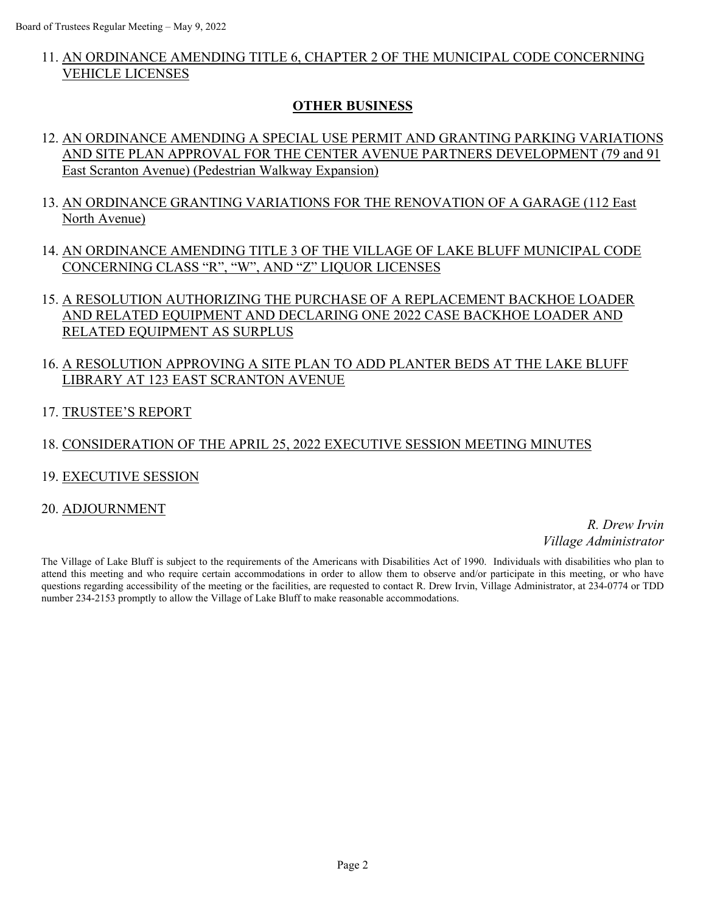11. AN ORDINANCE AMENDING TITLE 6, CHAPTER 2 OF THE MUNICIPAL CODE CONCERNING VEHICLE LICENSES

## OTHER BUSINESS

12. AN ORDINANCE AMENDING A SPECIAL USE PERMIT AND GRANTING PARKING VARIATIONS AND SITE PLAN APPROVAL FOR THE CENTER AVENUE PARTNERS DEVELOPMENT (79 and 91 East Scranton Avenue) (Pedestrian Walkway Expansion)

13. AN ORDINANCE GRANTING VARIATIONS FOR THE RENOVATION OF A GARAGE (112 East North Avenue)

14. AN ORDINANCE AMENDING TITLE 3 OF THE VILLAGE OF LAKE BLUFF MUNICIPAL CODE CONCERNING CLASS "R", "W", AND "Z" LIQUOR LICENSES

15. A RESOLUTION AUTHORIZING THE PURCHASE OF A REPLACEMENT BACKHOE LOADER AND RELATED EQUIPMENT AND DECLARING ONE 2022 CASE BACKHOE LOADER AND RELATED EQUIPMENT AS SURPLUS

16. A RESOLUTION APPROVING A SITE PLAN TO ADD PLANTER BEDS AT THE LAKE BLUFF LIBRARY AT 123 EAST SCRANTON AVENUE

17. TRUSTEE'S REPORT

18. CONSIDERATION OF THE APRIL 25, 2022 EXECUTIVE SESSION MEETING MINUTES

19. EXECUTIVE SESSION

20. ADJOURNMENT

*R. Drew Irvin*
*Village Administrator*

The Village of Lake Bluff is subject to the requirements of the Americans with Disabilities Act of 1990. Individuals with disabilities who plan to attend this meeting and who require certain accommodations in order to allow them to observe and/or participate in this meeting, or who have questions regarding accessibility of the meeting or the facilities, are requested to contact R. Drew Irvin, Village Administrator, at 234-0774 or TDD number 234-2153 promptly to allow the Village of Lake Bluff to make reasonable accommodations.